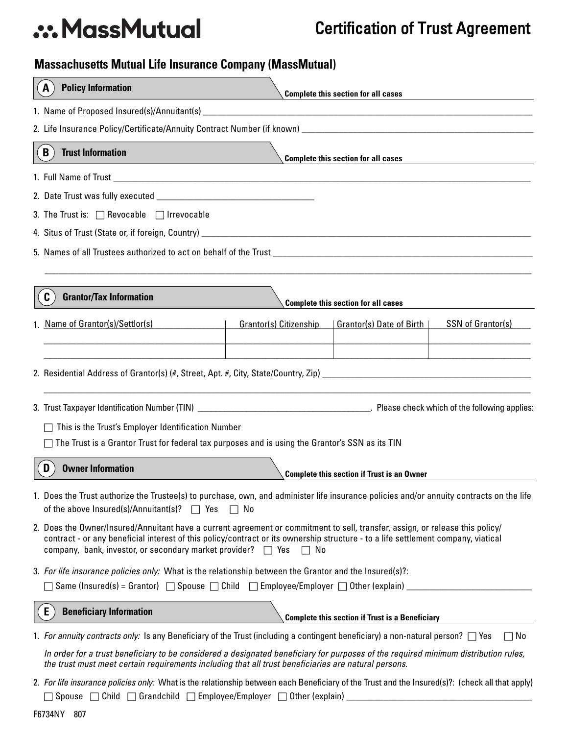# MassMutual

# Certification of Trust Agreement

## Massachusetts Mutual Life Insurance Company (MassMutual)

### A Policy Information
**Complete this section for all cases**

1. Name of Proposed Insured(s)/Annuitant(s) ____________________
2. Life Insurance Policy/Certificate/Annuity Contract Number (if known) ____________________

### B Trust Information
**Complete this section for all cases**

1. Full Name of Trust ____________________
2. Date Trust was fully executed ____________________
3. The Trust is: ☐ Revocable ☐ Irrevocable
4. Situs of Trust (State or, if foreign, Country) ____________________
5. Names of all Trustees authorized to act on behalf of the Trust ____________________

____________________

### C Grantor/Tax Information
**Complete this section for all cases**

1.

| Name of Grantor(s)/Settlor(s) | Grantor(s) Citizenship | Grantor(s) Date of Birth | SSN of Grantor(s) |
|---|---|---|---|
| | | | |
| | | | |

2. Residential Address of Grantor(s) (#, Street, Apt. #, City, State/Country, Zip) ____________________

____________________

3. Trust Taxpayer Identification Number (TIN) ____________________. Please check which of the following applies:

☐ This is the Trust's Employer Identification Number

☐ The Trust is a Grantor Trust for federal tax purposes and is using the Grantor's SSN as its TIN

### D Owner Information
**Complete this section if Trust is an Owner**

1. Does the Trust authorize the Trustee(s) to purchase, own, and administer life insurance policies and/or annuity contracts on the life of the above Insured(s)/Annuitant(s)? ☐ Yes ☐ No
2. Does the Owner/Insured/Annuitant have a current agreement or commitment to sell, transfer, assign, or release this policy/contract - or any beneficial interest of this policy/contract or its ownership structure - to a life settlement company, viatical company, bank, investor, or secondary market provider? ☐ Yes ☐ No
3. *For life insurance policies only:* What is the relationship between the Grantor and the Insured(s)?:

   ☐ Same (Insured(s) = Grantor) ☐ Spouse ☐ Child ☐ Employee/Employer ☐ Other (explain) ____________________

### E Beneficiary Information
**Complete this section if Trust is a Beneficiary**

1. *For annuity contracts only:* Is any Beneficiary of the Trust (including a contingent beneficiary) a non-natural person? ☐ Yes ☐ No

   *In order for a trust beneficiary to be considered a designated beneficiary for purposes of the required minimum distribution rules, the trust must meet certain requirements including that all trust beneficiaries are natural persons.*

2. *For life insurance policies only:* What is the relationship between each Beneficiary of the Trust and the Insured(s)?: (check all that apply)

   ☐ Spouse ☐ Child ☐ Grandchild ☐ Employee/Employer ☐ Other (explain) ____________________

F6734NY 807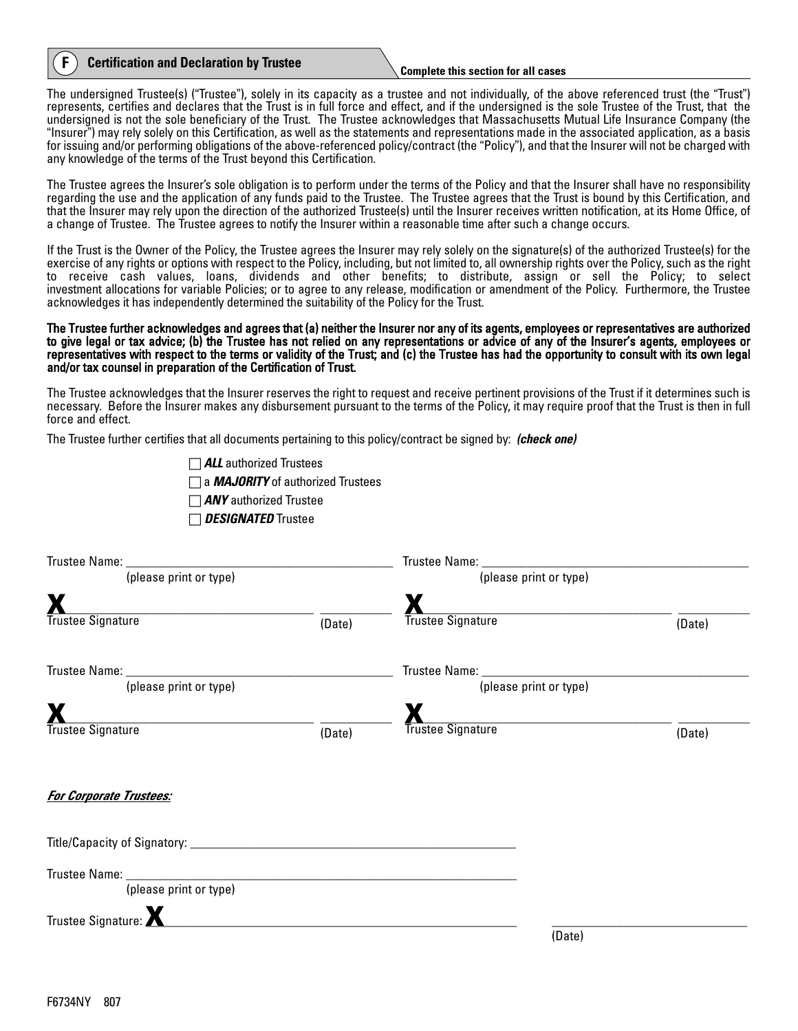## F Certification and Declaration by Trustee

**Complete this section for all cases**

The undersigned Trustee(s) ("Trustee"), solely in its capacity as a trustee and not individually, of the above referenced trust (the "Trust") represents, certifies and declares that the Trust is in full force and effect, and if the undersigned is the sole Trustee of the Trust, that the undersigned is not the sole beneficiary of the Trust. The Trustee acknowledges that Massachusetts Mutual Life Insurance Company (the "Insurer") may rely solely on this Certification, as well as the statements and representations made in the associated application, as a basis for issuing and/or performing obligations of the above-referenced policy/contract (the "Policy"), and that the Insurer will not be charged with any knowledge of the terms of the Trust beyond this Certification.

The Trustee agrees the Insurer's sole obligation is to perform under the terms of the Policy and that the Insurer shall have no responsibility regarding the use and the application of any funds paid to the Trustee. The Trustee agrees that the Trust is bound by this Certification, and that the Insurer may rely upon the direction of the authorized Trustee(s) until the Insurer receives written notification, at its Home Office, of a change of Trustee. The Trustee agrees to notify the Insurer within a reasonable time after such a change occurs.

If the Trust is the Owner of the Policy, the Trustee agrees the Insurer may rely solely on the signature(s) of the authorized Trustee(s) for the exercise of any rights or options with respect to the Policy, including, but not limited to, all ownership rights over the Policy, such as the right to receive cash values, loans, dividends and other benefits; to distribute, assign or sell the Policy; to select investment allocations for variable Policies; or to agree to any release, modification or amendment of the Policy. Furthermore, the Trustee acknowledges it has independently determined the suitability of the Policy for the Trust.

**The Trustee further acknowledges and agrees that (a) neither the Insurer nor any of its agents, employees or representatives are authorized to give legal or tax advice; (b) the Trustee has not relied on any representations or advice of any of the Insurer's agents, employees or representatives with respect to the terms or validity of the Trust; and (c) the Trustee has had the opportunity to consult with its own legal and/or tax counsel in preparation of the Certification of Trust.**

The Trustee acknowledges that the Insurer reserves the right to request and receive pertinent provisions of the Trust if it determines such is necessary. Before the Insurer makes any disbursement pursuant to the terms of the Policy, it may require proof that the Trust is then in full force and effect.

The Trustee further certifies that all documents pertaining to this policy/contract be signed by: ***(check one)***

- ☐ ***ALL*** authorized Trustees
- ☐ a ***MAJORITY*** of authorized Trustees
- ☐ ***ANY*** authorized Trustee
- ☐ ***DESIGNATED*** Trustee

Trustee Name: ______________________________ (please print or type)

**X** ______________________________ Trustee Signature ____________ (Date)

Trustee Name: ______________________________ (please print or type)

**X** ______________________________ Trustee Signature ____________ (Date)

Trustee Name: ______________________________ (please print or type)

**X** ______________________________ Trustee Signature ____________ (Date)

Trustee Name: ______________________________ (please print or type)

**X** ______________________________ Trustee Signature ____________ (Date)

***For Corporate Trustees:***

Title/Capacity of Signatory: ______________________________

Trustee Name: ______________________________ (please print or type)

Trustee Signature: **X** ______________________________ ____________ (Date)

F6734NY 807